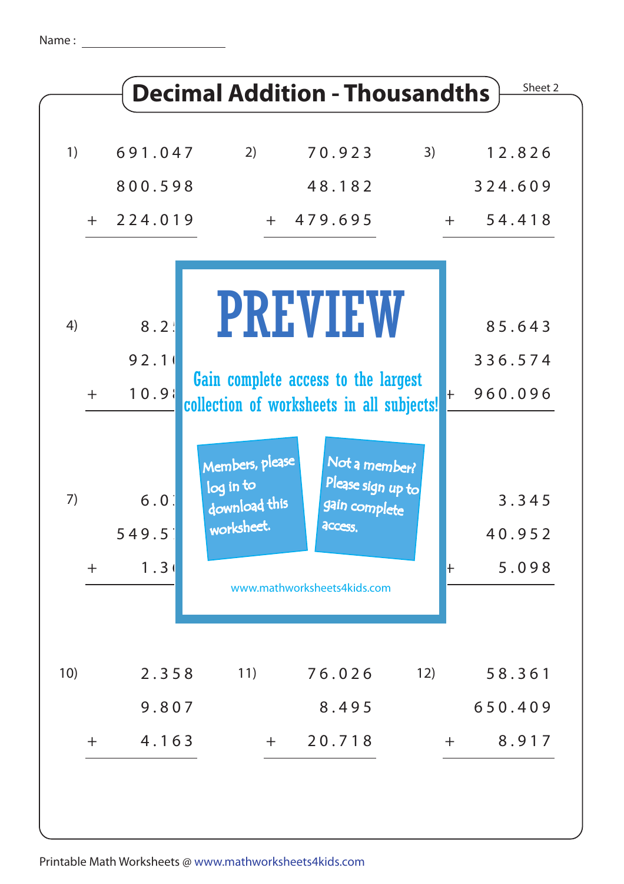Name : ____________________

# Decimal Addition - Thousandths

Sheet 2

1)
```
    691.047
    800.598
+   224.019
-----------
```

2)
```
     70.923
     48.182
+   479.695
-----------
```

3)
```
     12.826
    324.609
+    54.418
-----------
```

4)
```
      8.2
     92.1
+    10.9
-----------
```

6)
```
     85.643
    336.574
+   960.096
-----------
```

7)
```
      6.0
    549.5
+     1.3
-----------
```

9)
```
      3.345
     40.952
+     5.098
-----------
```

**PREVIEW**

Gain complete access to the largest collection of worksheets in all subjects!

Members, please log in to download this worksheet.

Not a member? Please sign up to gain complete access.

www.mathworksheets4kids.com

10)
```
      2.358
      9.807
+     4.163
-----------
```

11)
```
     76.026
      8.495
+    20.718
-----------
```

12)
```
     58.361
    650.409
+     8.917
-----------
```

Printable Math Worksheets @ www.mathworksheets4kids.com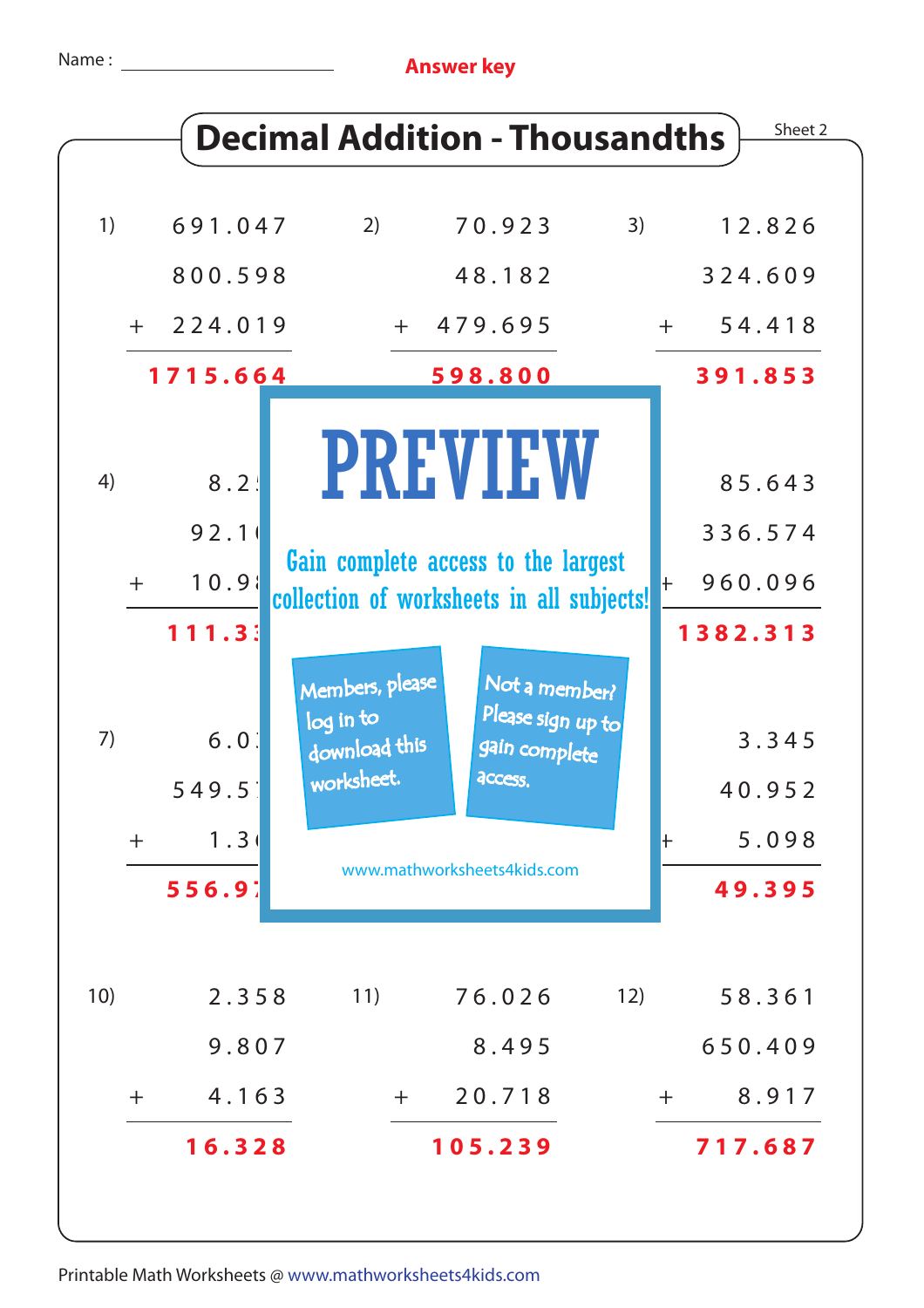Name : ____________________

**Answer key**

# Decimal Addition - Thousandths

Sheet 2

1)
```
   691.047
   800.598
 + 224.019
 ---------
  1715.664
```

2)
```
    70.923
    48.182
 + 479.695
 ---------
   598.800
```

3)
```
    12.826
   324.609
 +  54.418
 ---------
   391.853
```

4)
```
     8.2
    92.1
 +  10.9
 ---------
   111.3
```

6)
```
    85.643
   336.574
 + 960.096
 ---------
  1382.313
```

7)
```
     6.0
   549.5
 +   1.3
 ---------
   556.9
```

9)
```
     3.345
    40.952
 +   5.098
 ---------
    49.395
```

10)
```
     2.358
     9.807
 +   4.163
 ---------
    16.328
```

11)
```
    76.026
     8.495
 +  20.718
 ---------
   105.239
```

12)
```
    58.361
   650.409
 +   8.917
 ---------
   717.687
```

PREVIEW

Gain complete access to the largest collection of worksheets in all subjects!

Members, please log in to download this worksheet.

Not a member? Please sign up to gain complete access.

www.mathworksheets4kids.com

Printable Math Worksheets @ www.mathworksheets4kids.com